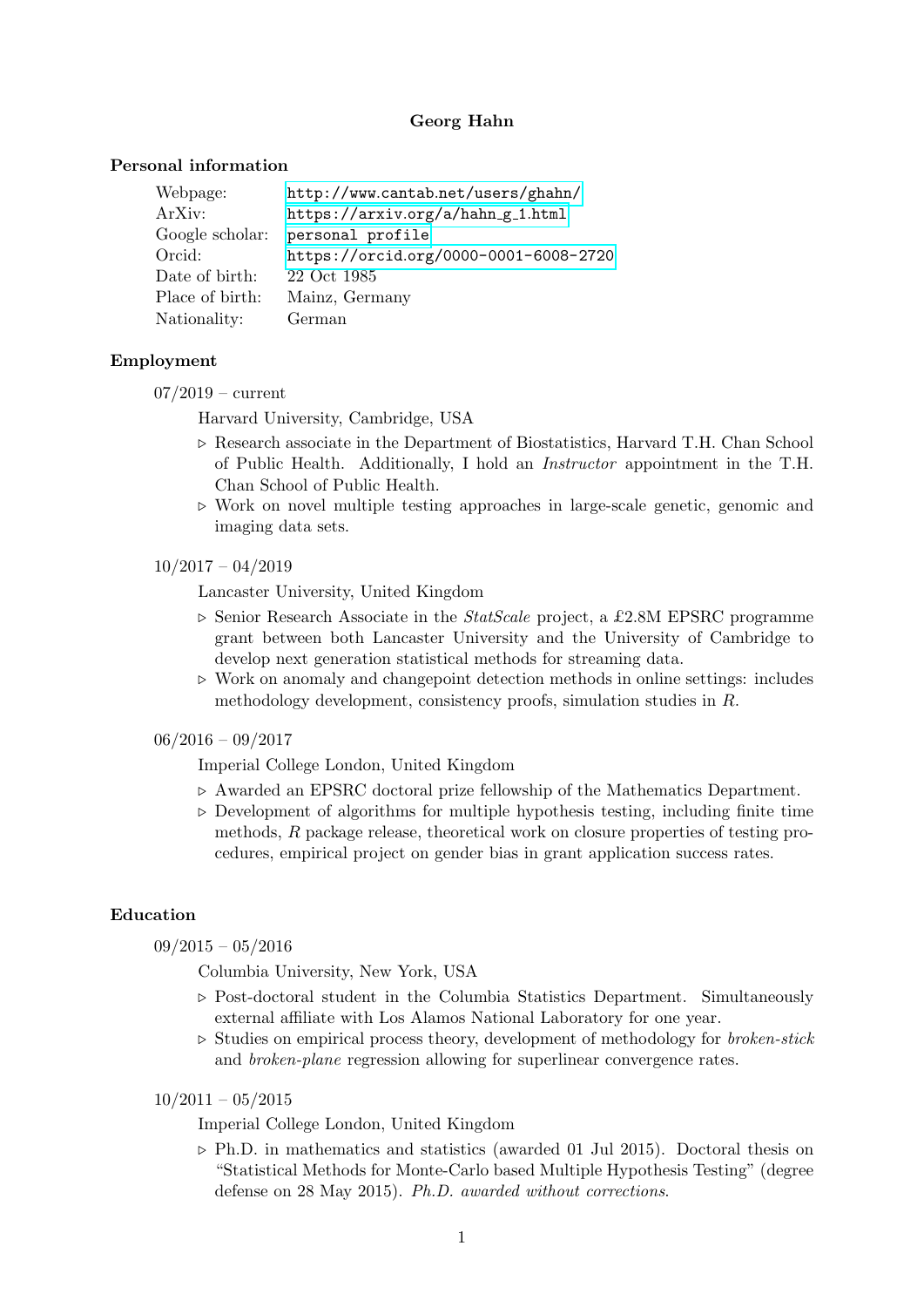# Georg Hahn

## Personal information

| | |
|---|---|
| Webpage: | http://www.cantab.net/users/ghahn/ |
| ArXiv: | https://arxiv.org/a/hahn_g_1.html |
| Google scholar: | personal profile |
| Orcid: | https://orcid.org/0000-0001-6008-2720 |
| Date of birth: | 22 Oct 1985 |
| Place of birth: | Mainz, Germany |
| Nationality: | German |

## Employment

07/2019 – current

Harvard University, Cambridge, USA

- ▷ Research associate in the Department of Biostatistics, Harvard T.H. Chan School of Public Health. Additionally, I hold an *Instructor* appointment in the T.H. Chan School of Public Health.
- ▷ Work on novel multiple testing approaches in large-scale genetic, genomic and imaging data sets.

10/2017 – 04/2019

Lancaster University, United Kingdom

- ▷ Senior Research Associate in the *StatScale* project, a £2.8M EPSRC programme grant between both Lancaster University and the University of Cambridge to develop next generation statistical methods for streaming data.
- ▷ Work on anomaly and changepoint detection methods in online settings: includes methodology development, consistency proofs, simulation studies in *R*.

06/2016 – 09/2017

Imperial College London, United Kingdom

- ▷ Awarded an EPSRC doctoral prize fellowship of the Mathematics Department.
- ▷ Development of algorithms for multiple hypothesis testing, including finite time methods, *R* package release, theoretical work on closure properties of testing procedures, empirical project on gender bias in grant application success rates.

## Education

09/2015 – 05/2016

Columbia University, New York, USA

- ▷ Post-doctoral student in the Columbia Statistics Department. Simultaneously external affiliate with Los Alamos National Laboratory for one year.
- ▷ Studies on empirical process theory, development of methodology for *broken-stick* and *broken-plane* regression allowing for superlinear convergence rates.

10/2011 – 05/2015

Imperial College London, United Kingdom

- ▷ Ph.D. in mathematics and statistics (awarded 01 Jul 2015). Doctoral thesis on "Statistical Methods for Monte-Carlo based Multiple Hypothesis Testing" (degree defense on 28 May 2015). *Ph.D. awarded without corrections.*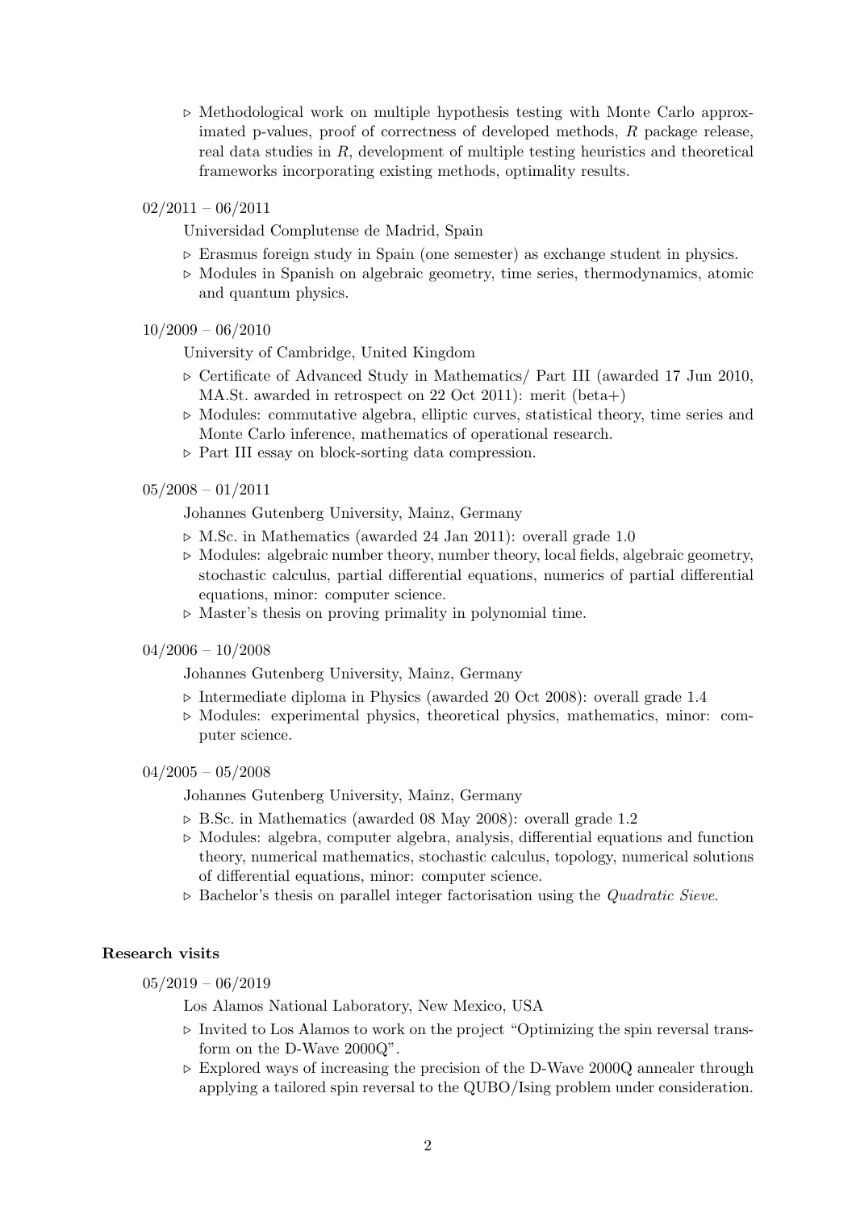- Methodological work on multiple hypothesis testing with Monte Carlo approximated p-values, proof of correctness of developed methods, *R* package release, real data studies in *R*, development of multiple testing heuristics and theoretical frameworks incorporating existing methods, optimality results.

02/2011 – 06/2011

Universidad Complutense de Madrid, Spain

- Erasmus foreign study in Spain (one semester) as exchange student in physics.
- Modules in Spanish on algebraic geometry, time series, thermodynamics, atomic and quantum physics.

10/2009 – 06/2010

University of Cambridge, United Kingdom

- Certificate of Advanced Study in Mathematics/ Part III (awarded 17 Jun 2010, MA.St. awarded in retrospect on 22 Oct 2011): merit (beta+)
- Modules: commutative algebra, elliptic curves, statistical theory, time series and Monte Carlo inference, mathematics of operational research.
- Part III essay on block-sorting data compression.

05/2008 – 01/2011

Johannes Gutenberg University, Mainz, Germany

- M.Sc. in Mathematics (awarded 24 Jan 2011): overall grade 1.0
- Modules: algebraic number theory, number theory, local fields, algebraic geometry, stochastic calculus, partial differential equations, numerics of partial differential equations, minor: computer science.
- Master's thesis on proving primality in polynomial time.

04/2006 – 10/2008

Johannes Gutenberg University, Mainz, Germany

- Intermediate diploma in Physics (awarded 20 Oct 2008): overall grade 1.4
- Modules: experimental physics, theoretical physics, mathematics, minor: computer science.

04/2005 – 05/2008

Johannes Gutenberg University, Mainz, Germany

- B.Sc. in Mathematics (awarded 08 May 2008): overall grade 1.2
- Modules: algebra, computer algebra, analysis, differential equations and function theory, numerical mathematics, stochastic calculus, topology, numerical solutions of differential equations, minor: computer science.
- Bachelor's thesis on parallel integer factorisation using the *Quadratic Sieve*.

**Research visits**

05/2019 – 06/2019

Los Alamos National Laboratory, New Mexico, USA

- Invited to Los Alamos to work on the project "Optimizing the spin reversal transform on the D-Wave 2000Q".
- Explored ways of increasing the precision of the D-Wave 2000Q annealer through applying a tailored spin reversal to the QUBO/Ising problem under consideration.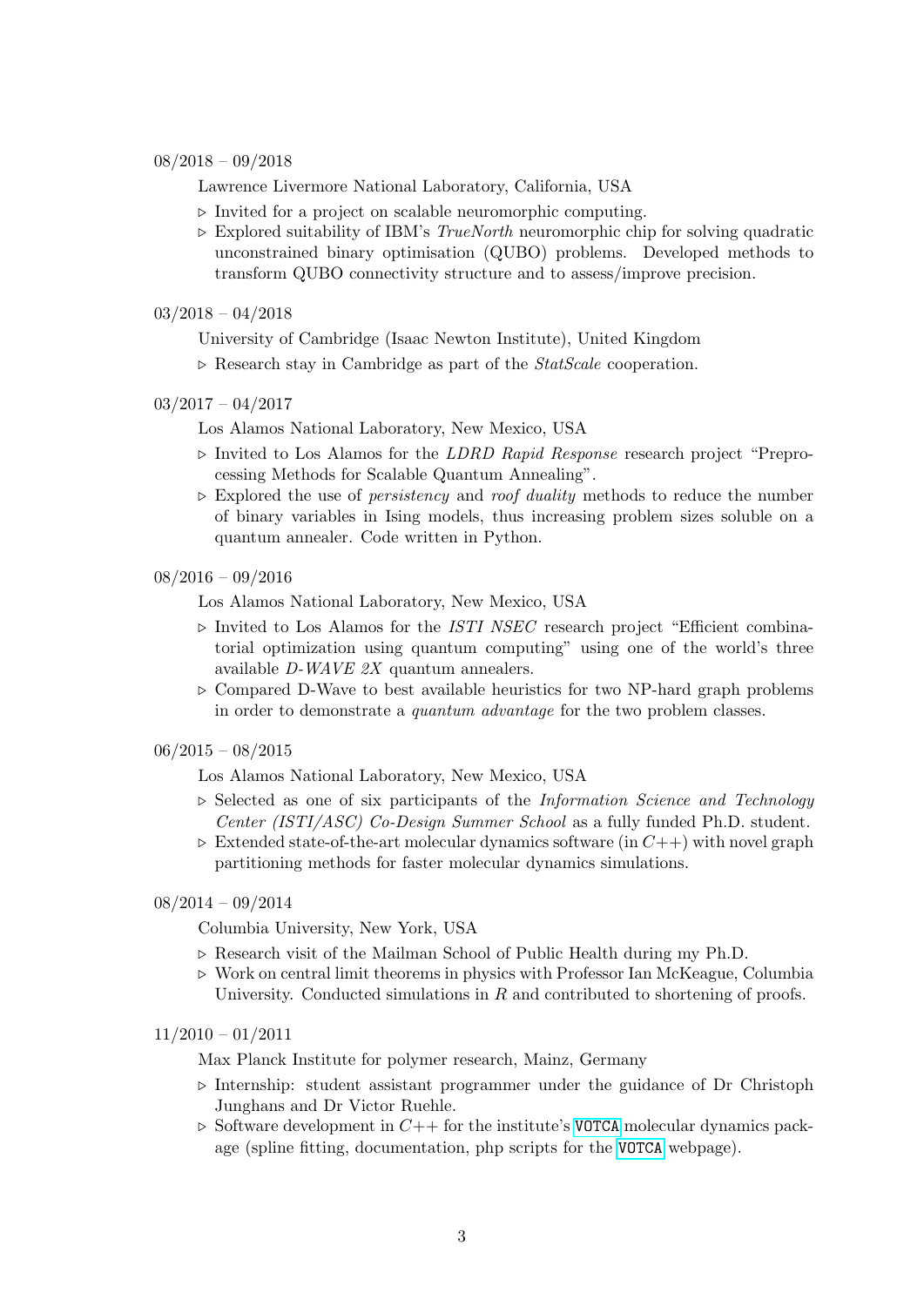08/2018 – 09/2018

Lawrence Livermore National Laboratory, California, USA

- Invited for a project on scalable neuromorphic computing.
- Explored suitability of IBM's *TrueNorth* neuromorphic chip for solving quadratic unconstrained binary optimisation (QUBO) problems. Developed methods to transform QUBO connectivity structure and to assess/improve precision.

03/2018 – 04/2018

University of Cambridge (Isaac Newton Institute), United Kingdom

- Research stay in Cambridge as part of the *StatScale* cooperation.

03/2017 – 04/2017

Los Alamos National Laboratory, New Mexico, USA

- Invited to Los Alamos for the *LDRD Rapid Response* research project "Preprocessing Methods for Scalable Quantum Annealing".
- Explored the use of *persistency* and *roof duality* methods to reduce the number of binary variables in Ising models, thus increasing problem sizes soluble on a quantum annealer. Code written in Python.

08/2016 – 09/2016

Los Alamos National Laboratory, New Mexico, USA

- Invited to Los Alamos for the *ISTI NSEC* research project "Efficient combinatorial optimization using quantum computing" using one of the world's three available *D-WAVE 2X* quantum annealers.
- Compared D-Wave to best available heuristics for two NP-hard graph problems in order to demonstrate a *quantum advantage* for the two problem classes.

06/2015 – 08/2015

Los Alamos National Laboratory, New Mexico, USA

- Selected as one of six participants of the *Information Science and Technology Center (ISTI/ASC) Co-Design Summer School* as a fully funded Ph.D. student.
- Extended state-of-the-art molecular dynamics software (in *C++*) with novel graph partitioning methods for faster molecular dynamics simulations.

08/2014 – 09/2014

Columbia University, New York, USA

- Research visit of the Mailman School of Public Health during my Ph.D.
- Work on central limit theorems in physics with Professor Ian McKeague, Columbia University. Conducted simulations in *R* and contributed to shortening of proofs.

11/2010 – 01/2011

Max Planck Institute for polymer research, Mainz, Germany

- Internship: student assistant programmer under the guidance of Dr Christoph Junghans and Dr Victor Ruehle.
- Software development in *C++* for the institute's `VOTCA` molecular dynamics package (spline fitting, documentation, php scripts for the `VOTCA` webpage).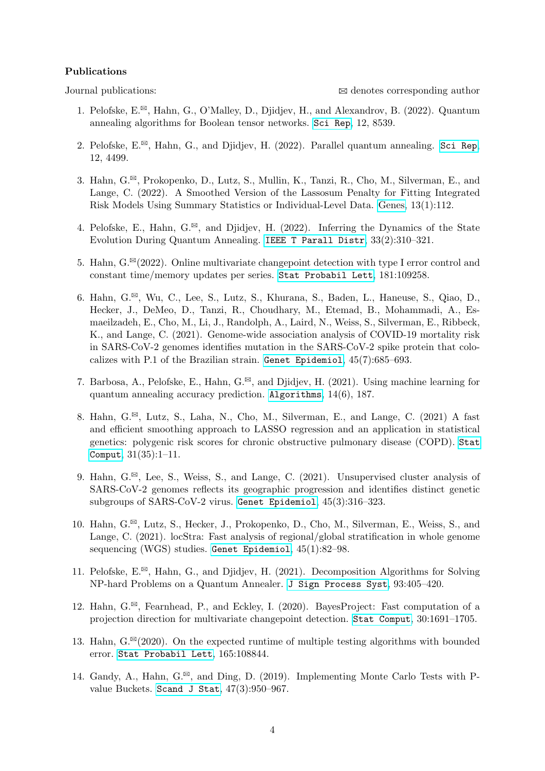**Publications**

Journal publications: ✉ denotes corresponding author

1. Pelofske, E.✉, Hahn, G., O'Malley, D., Djidjev, H., and Alexandrov, B. (2022). Quantum annealing algorithms for Boolean tensor networks. `Sci Rep`, 12, 8539.

2. Pelofske, E.✉, Hahn, G., and Djidjev, H. (2022). Parallel quantum annealing. `Sci Rep`, 12, 4499.

3. Hahn, G.✉, Prokopenko, D., Lutz, S., Mullin, K., Tanzi, R., Cho, M., Silverman, E., and Lange, C. (2022). A Smoothed Version of the Lassosum Penalty for Fitting Integrated Risk Models Using Summary Statistics or Individual-Level Data. `Genes`, 13(1):112.

4. Pelofske, E., Hahn, G.✉, and Djidjev, H. (2022). Inferring the Dynamics of the State Evolution During Quantum Annealing. `IEEE T Parall Distr`, 33(2):310–321.

5. Hahn, G.✉(2022). Online multivariate changepoint detection with type I error control and constant time/memory updates per series. `Stat Probabil Lett`, 181:109258.

6. Hahn, G.✉, Wu, C., Lee, S., Lutz, S., Khurana, S., Baden, L., Haneuse, S., Qiao, D., Hecker, J., DeMeo, D., Tanzi, R., Choudhary, M., Etemad, B., Mohammadi, A., Esmaeilzadeh, E., Cho, M., Li, J., Randolph, A., Laird, N., Weiss, S., Silverman, E., Ribbeck, K., and Lange, C. (2021). Genome-wide association analysis of COVID-19 mortality risk in SARS-CoV-2 genomes identifies mutation in the SARS-CoV-2 spike protein that colocalizes with P.1 of the Brazilian strain. `Genet Epidemiol`, 45(7):685–693.

7. Barbosa, A., Pelofske, E., Hahn, G.✉, and Djidjev, H. (2021). Using machine learning for quantum annealing accuracy prediction. `Algorithms`, 14(6), 187.

8. Hahn, G.✉, Lutz, S., Laha, N., Cho, M., Silverman, E., and Lange, C. (2021) A fast and efficient smoothing approach to LASSO regression and an application in statistical genetics: polygenic risk scores for chronic obstructive pulmonary disease (COPD). `Stat Comput`, 31(35):1–11.

9. Hahn, G.✉, Lee, S., Weiss, S., and Lange, C. (2021). Unsupervised cluster analysis of SARS-CoV-2 genomes reflects its geographic progression and identifies distinct genetic subgroups of SARS-CoV-2 virus. `Genet Epidemiol`, 45(3):316–323.

10. Hahn, G.✉, Lutz, S., Hecker, J., Prokopenko, D., Cho, M., Silverman, E., Weiss, S., and Lange, C. (2021). locStra: Fast analysis of regional/global stratification in whole genome sequencing (WGS) studies. `Genet Epidemiol`, 45(1):82–98.

11. Pelofske, E.✉, Hahn, G., and Djidjev, H. (2021). Decomposition Algorithms for Solving NP-hard Problems on a Quantum Annealer. `J Sign Process Syst`, 93:405–420.

12. Hahn, G.✉, Fearnhead, P., and Eckley, I. (2020). BayesProject: Fast computation of a projection direction for multivariate changepoint detection. `Stat Comput`, 30:1691–1705.

13. Hahn, G.✉(2020). On the expected runtime of multiple testing algorithms with bounded error. `Stat Probabil Lett`, 165:108844.

14. Gandy, A., Hahn, G.✉, and Ding, D. (2019). Implementing Monte Carlo Tests with P-value Buckets. `Scand J Stat`, 47(3):950–967.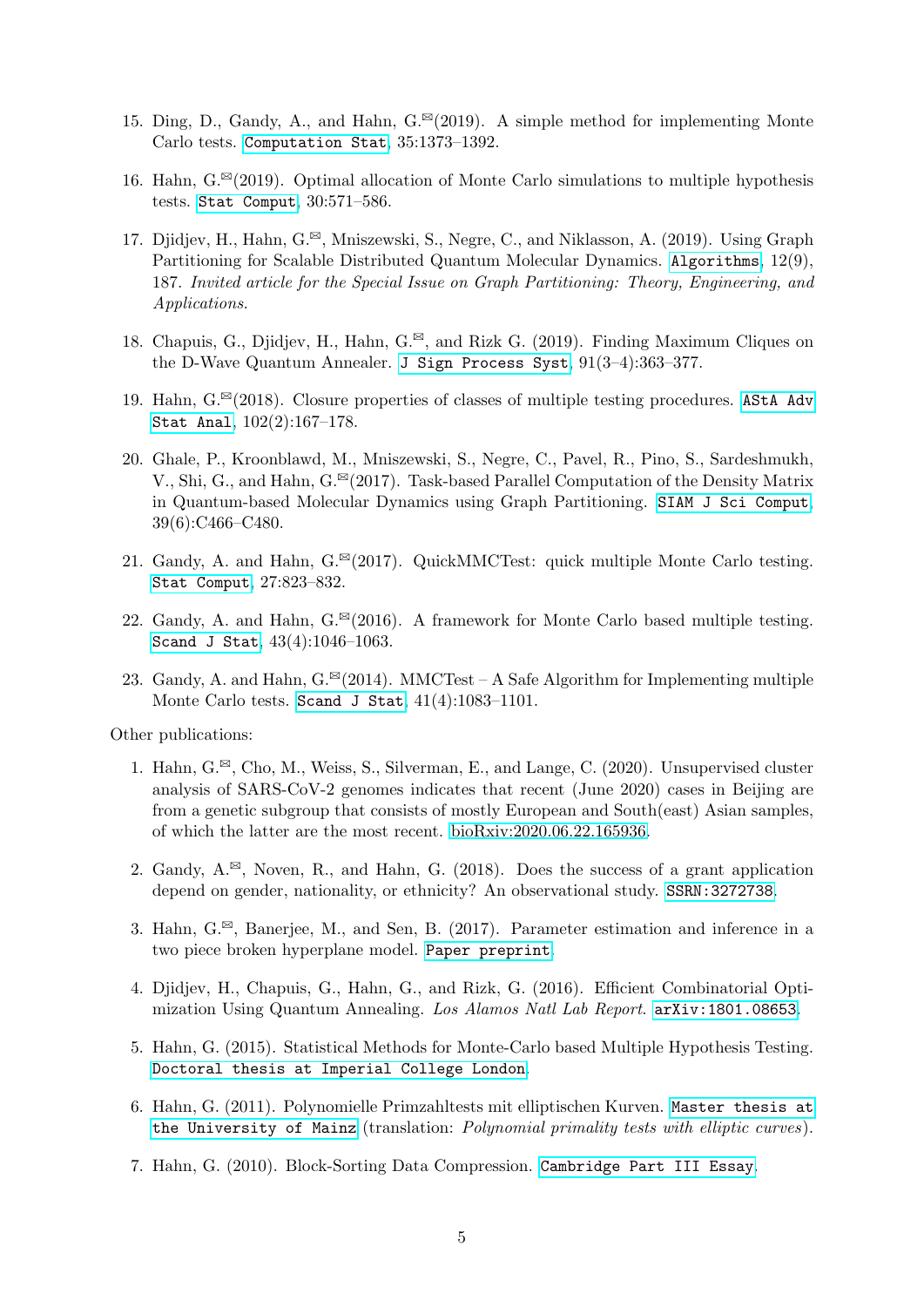15. Ding, D., Gandy, A., and Hahn, G.✉(2019). A simple method for implementing Monte Carlo tests. Computation Stat, 35:1373–1392.

16. Hahn, G.✉(2019). Optimal allocation of Monte Carlo simulations to multiple hypothesis tests. Stat Comput, 30:571–586.

17. Djidjev, H., Hahn, G.✉, Mniszewski, S., Negre, C., and Niklasson, A. (2019). Using Graph Partitioning for Scalable Distributed Quantum Molecular Dynamics. Algorithms, 12(9), 187. *Invited article for the Special Issue on Graph Partitioning: Theory, Engineering, and Applications.*

18. Chapuis, G., Djidjev, H., Hahn, G.✉, and Rizk G. (2019). Finding Maximum Cliques on the D-Wave Quantum Annealer. J Sign Process Syst, 91(3–4):363–377.

19. Hahn, G.✉(2018). Closure properties of classes of multiple testing procedures. AStA Adv Stat Anal, 102(2):167–178.

20. Ghale, P., Kroonblawd, M., Mniszewski, S., Negre, C., Pavel, R., Pino, S., Sardeshmukh, V., Shi, G., and Hahn, G.✉(2017). Task-based Parallel Computation of the Density Matrix in Quantum-based Molecular Dynamics using Graph Partitioning. SIAM J Sci Comput, 39(6):C466–C480.

21. Gandy, A. and Hahn, G.✉(2017). QuickMMCTest: quick multiple Monte Carlo testing. Stat Comput, 27:823–832.

22. Gandy, A. and Hahn, G.✉(2016). A framework for Monte Carlo based multiple testing. Scand J Stat, 43(4):1046–1063.

23. Gandy, A. and Hahn, G.✉(2014). MMCTest – A Safe Algorithm for Implementing multiple Monte Carlo tests. Scand J Stat, 41(4):1083–1101.

Other publications:

1. Hahn, G.✉, Cho, M., Weiss, S., Silverman, E., and Lange, C. (2020). Unsupervised cluster analysis of SARS-CoV-2 genomes indicates that recent (June 2020) cases in Beijing are from a genetic subgroup that consists of mostly European and South(east) Asian samples, of which the latter are the most recent. bioRxiv:2020.06.22.165936.

2. Gandy, A.✉, Noven, R., and Hahn, G. (2018). Does the success of a grant application depend on gender, nationality, or ethnicity? An observational study. SSRN:3272738.

3. Hahn, G.✉, Banerjee, M., and Sen, B. (2017). Parameter estimation and inference in a two piece broken hyperplane model. Paper preprint.

4. Djidjev, H., Chapuis, G., Hahn, G., and Rizk, G. (2016). Efficient Combinatorial Optimization Using Quantum Annealing. *Los Alamos Natl Lab Report*. arXiv:1801.08653.

5. Hahn, G. (2015). Statistical Methods for Monte-Carlo based Multiple Hypothesis Testing. Doctoral thesis at Imperial College London.

6. Hahn, G. (2011). Polynomielle Primzahltests mit elliptischen Kurven. Master thesis at the University of Mainz (translation: *Polynomial primality tests with elliptic curves*).

7. Hahn, G. (2010). Block-Sorting Data Compression. Cambridge Part III Essay.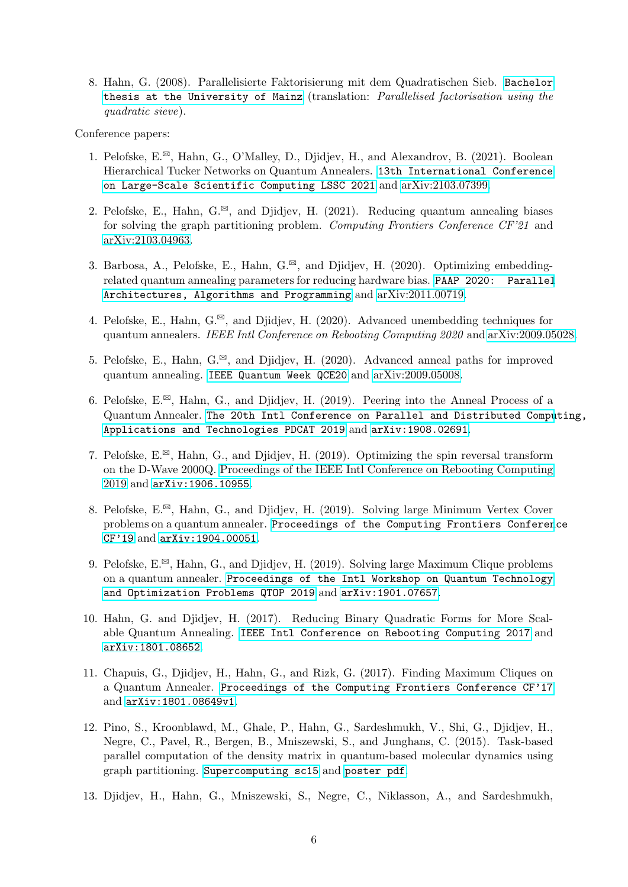8. Hahn, G. (2008). Parallelisierte Faktorisierung mit dem Quadratischen Sieb. `Bachelor thesis at the University of Mainz` (translation: *Parallelised factorisation using the quadratic sieve*).

Conference papers:

1. Pelofske, E.✉, Hahn, G., O'Malley, D., Djidjev, H., and Alexandrov, B. (2021). Boolean Hierarchical Tucker Networks on Quantum Annealers. `13th International Conference on Large-Scale Scientific Computing LSSC 2021` and arXiv:2103.07399.

2. Pelofske, E., Hahn, G.✉, and Djidjev, H. (2021). Reducing quantum annealing biases for solving the graph partitioning problem. *Computing Frontiers Conference CF'21* and arXiv:2103.04963.

3. Barbosa, A., Pelofske, E., Hahn, G.✉, and Djidjev, H. (2020). Optimizing embedding-related quantum annealing parameters for reducing hardware bias. `PAAP 2020: Parallel Architectures, Algorithms and Programming` and arXiv:2011.00719.

4. Pelofske, E., Hahn, G.✉, and Djidjev, H. (2020). Advanced unembedding techniques for quantum annealers. *IEEE Intl Conference on Rebooting Computing 2020* and arXiv:2009.05028.

5. Pelofske, E., Hahn, G.✉, and Djidjev, H. (2020). Advanced anneal paths for improved quantum annealing. `IEEE Quantum Week QCE20` and arXiv:2009.05008.

6. Pelofske, E.✉, Hahn, G., and Djidjev, H. (2019). Peering into the Anneal Process of a Quantum Annealer. `The 20th Intl Conference on Parallel and Distributed Computing, Applications and Technologies PDCAT 2019` and `arXiv:1908.02691`.

7. Pelofske, E.✉, Hahn, G., and Djidjev, H. (2019). Optimizing the spin reversal transform on the D-Wave 2000Q. Proceedings of the IEEE Intl Conference on Rebooting Computing 2019 and `arXiv:1906.10955`.

8. Pelofske, E.✉, Hahn, G., and Djidjev, H. (2019). Solving large Minimum Vertex Cover problems on a quantum annealer. `Proceedings of the Computing Frontiers Conference CF'19` and `arXiv:1904.00051`.

9. Pelofske, E.✉, Hahn, G., and Djidjev, H. (2019). Solving large Maximum Clique problems on a quantum annealer. `Proceedings of the Intl Workshop on Quantum Technology and Optimization Problems QTOP 2019` and `arXiv:1901.07657`.

10. Hahn, G. and Djidjev, H. (2017). Reducing Binary Quadratic Forms for More Scalable Quantum Annealing. `IEEE Intl Conference on Rebooting Computing 2017` and `arXiv:1801.08652`.

11. Chapuis, G., Djidjev, H., Hahn, G., and Rizk, G. (2017). Finding Maximum Cliques on a Quantum Annealer. `Proceedings of the Computing Frontiers Conference CF'17` and `arXiv:1801.08649v1`.

12. Pino, S., Kroonblawd, M., Ghale, P., Hahn, G., Sardeshmukh, V., Shi, G., Djidjev, H., Negre, C., Pavel, R., Bergen, B., Mniszewski, S., and Junghans, C. (2015). Task-based parallel computation of the density matrix in quantum-based molecular dynamics using graph partitioning. `Supercomputing sc15` and `poster pdf`.

13. Djidjev, H., Hahn, G., Mniszewski, S., Negre, C., Niklasson, A., and Sardeshmukh,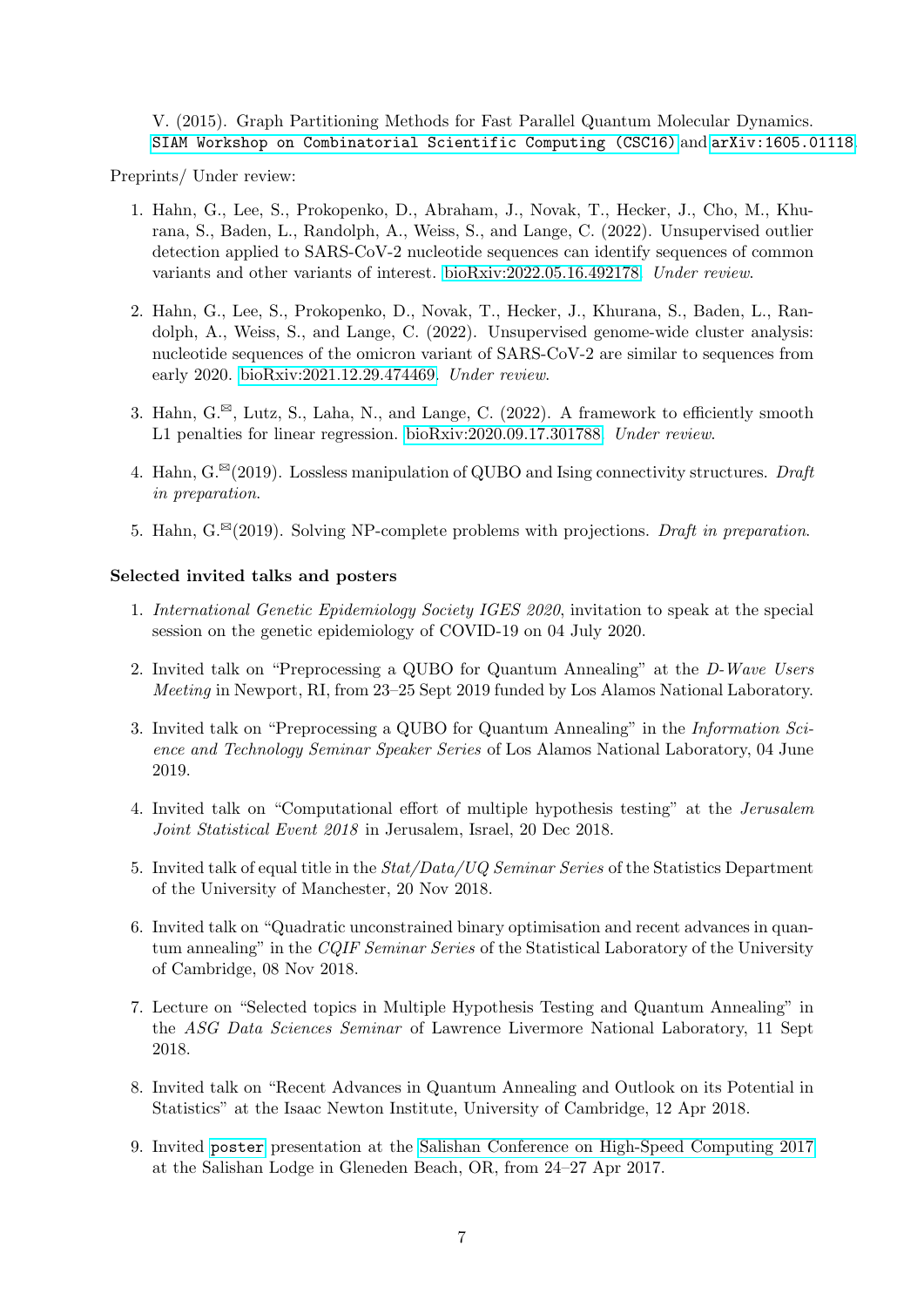V. (2015). Graph Partitioning Methods for Fast Parallel Quantum Molecular Dynamics. `SIAM Workshop on Combinatorial Scientific Computing (CSC16)` and `arXiv:1605.01118`.

Preprints/ Under review:

1. Hahn, G., Lee, S., Prokopenko, D., Abraham, J., Novak, T., Hecker, J., Cho, M., Khurana, S., Baden, L., Randolph, A., Weiss, S., and Lange, C. (2022). Unsupervised outlier detection applied to SARS-CoV-2 nucleotide sequences can identify sequences of common variants and other variants of interest. bioRxiv:2022.05.16.492178. *Under review*.

2. Hahn, G., Lee, S., Prokopenko, D., Novak, T., Hecker, J., Khurana, S., Baden, L., Randolph, A., Weiss, S., and Lange, C. (2022). Unsupervised genome-wide cluster analysis: nucleotide sequences of the omicron variant of SARS-CoV-2 are similar to sequences from early 2020. bioRxiv:2021.12.29.474469. *Under review*.

3. Hahn, G.✉, Lutz, S., Laha, N., and Lange, C. (2022). A framework to efficiently smooth L1 penalties for linear regression. bioRxiv:2020.09.17.301788. *Under review*.

4. Hahn, G.✉(2019). Lossless manipulation of QUBO and Ising connectivity structures. *Draft in preparation*.

5. Hahn, G.✉(2019). Solving NP-complete problems with projections. *Draft in preparation*.

**Selected invited talks and posters**

1. *International Genetic Epidemiology Society IGES 2020*, invitation to speak at the special session on the genetic epidemiology of COVID-19 on 04 July 2020.

2. Invited talk on "Preprocessing a QUBO for Quantum Annealing" at the *D-Wave Users Meeting* in Newport, RI, from 23–25 Sept 2019 funded by Los Alamos National Laboratory.

3. Invited talk on "Preprocessing a QUBO for Quantum Annealing" in the *Information Science and Technology Seminar Speaker Series* of Los Alamos National Laboratory, 04 June 2019.

4. Invited talk on "Computational effort of multiple hypothesis testing" at the *Jerusalem Joint Statistical Event 2018* in Jerusalem, Israel, 20 Dec 2018.

5. Invited talk of equal title in the *Stat/Data/UQ Seminar Series* of the Statistics Department of the University of Manchester, 20 Nov 2018.

6. Invited talk on "Quadratic unconstrained binary optimisation and recent advances in quantum annealing" in the *CQIF Seminar Series* of the Statistical Laboratory of the University of Cambridge, 08 Nov 2018.

7. Lecture on "Selected topics in Multiple Hypothesis Testing and Quantum Annealing" in the *ASG Data Sciences Seminar* of Lawrence Livermore National Laboratory, 11 Sept 2018.

8. Invited talk on "Recent Advances in Quantum Annealing and Outlook on its Potential in Statistics" at the Isaac Newton Institute, University of Cambridge, 12 Apr 2018.

9. Invited `poster` presentation at the Salishan Conference on High-Speed Computing 2017 at the Salishan Lodge in Gleneden Beach, OR, from 24–27 Apr 2017.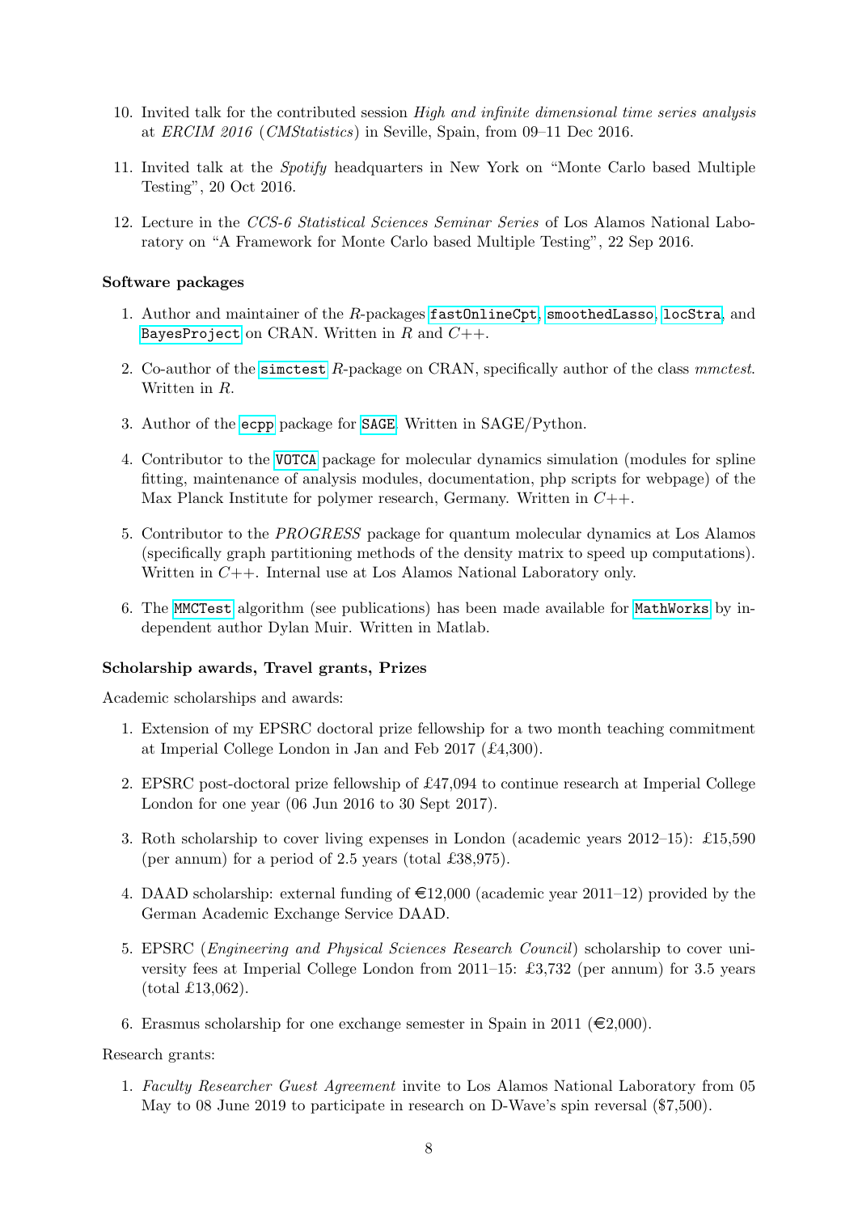10. Invited talk for the contributed session *High and infinite dimensional time series analysis* at *ERCIM 2016* (*CMStatistics*) in Seville, Spain, from 09–11 Dec 2016.

11. Invited talk at the *Spotify* headquarters in New York on “Monte Carlo based Multiple Testing”, 20 Oct 2016.

12. Lecture in the *CCS-6 Statistical Sciences Seminar Series* of Los Alamos National Laboratory on “A Framework for Monte Carlo based Multiple Testing”, 22 Sep 2016.

### Software packages

1. Author and maintainer of the *R*-packages `fastOnlineCpt`, `smoothedLasso`, `locStra`, and `BayesProject` on CRAN. Written in *R* and *C++*.

2. Co-author of the `simctest` *R*-package on CRAN, specifically author of the class *mmctest*. Written in *R*.

3. Author of the `ecpp` package for `SAGE`. Written in SAGE/Python.

4. Contributor to the `VOTCA` package for molecular dynamics simulation (modules for spline fitting, maintenance of analysis modules, documentation, php scripts for webpage) of the Max Planck Institute for polymer research, Germany. Written in *C++*.

5. Contributor to the *PROGRESS* package for quantum molecular dynamics at Los Alamos (specifically graph partitioning methods of the density matrix to speed up computations). Written in *C++*. Internal use at Los Alamos National Laboratory only.

6. The `MMCTest` algorithm (see publications) has been made available for `MathWorks` by independent author Dylan Muir. Written in Matlab.

### Scholarship awards, Travel grants, Prizes

Academic scholarships and awards:

1. Extension of my EPSRC doctoral prize fellowship for a two month teaching commitment at Imperial College London in Jan and Feb 2017 (£4,300).

2. EPSRC post-doctoral prize fellowship of £47,094 to continue research at Imperial College London for one year (06 Jun 2016 to 30 Sept 2017).

3. Roth scholarship to cover living expenses in London (academic years 2012–15): £15,590 (per annum) for a period of 2.5 years (total £38,975).

4. DAAD scholarship: external funding of €12,000 (academic year 2011–12) provided by the German Academic Exchange Service DAAD.

5. EPSRC (*Engineering and Physical Sciences Research Council*) scholarship to cover university fees at Imperial College London from 2011–15: £3,732 (per annum) for 3.5 years (total £13,062).

6. Erasmus scholarship for one exchange semester in Spain in 2011 (€2,000).

Research grants:

1. *Faculty Researcher Guest Agreement* invite to Los Alamos National Laboratory from 05 May to 08 June 2019 to participate in research on D-Wave’s spin reversal ($7,500).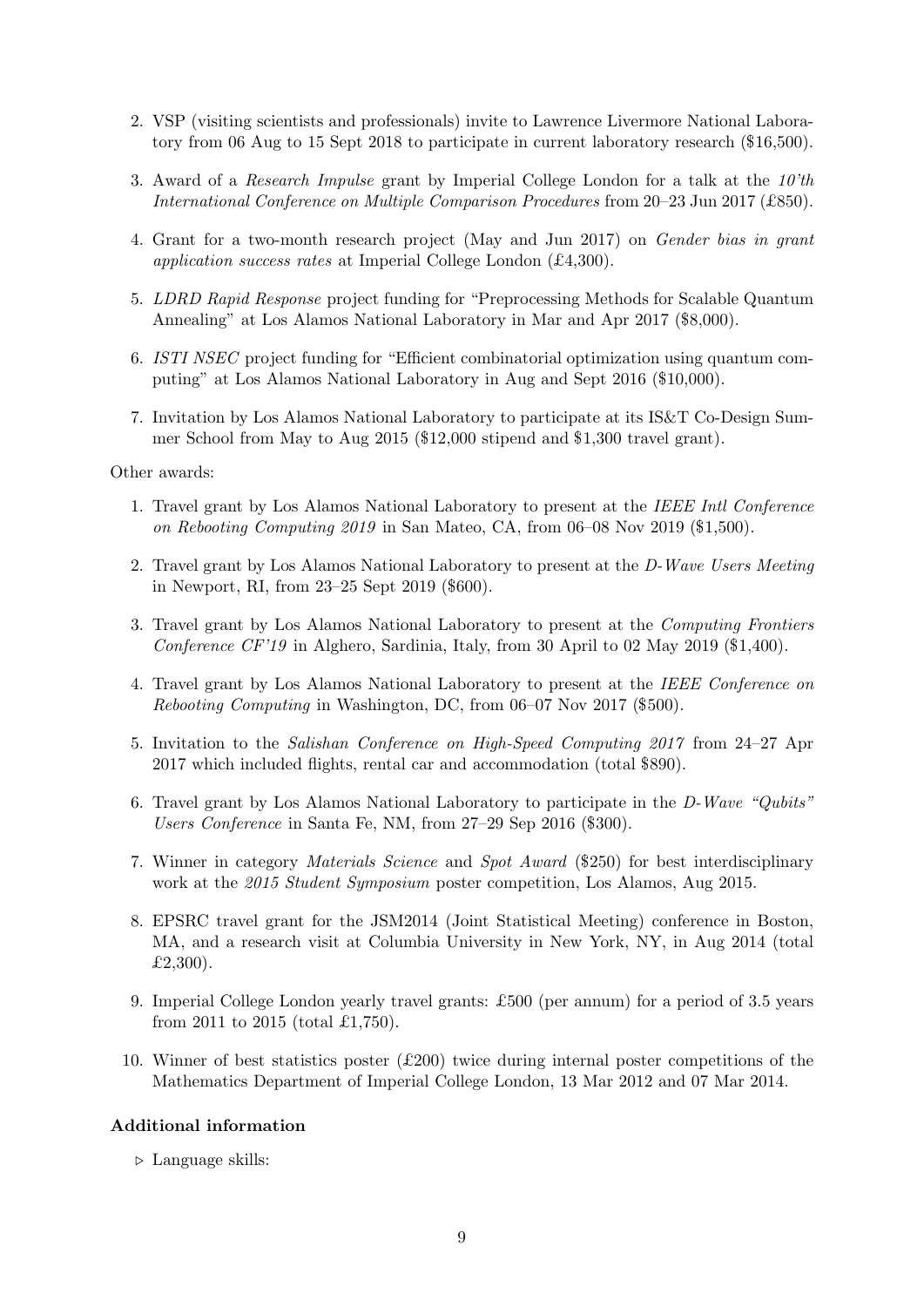2. VSP (visiting scientists and professionals) invite to Lawrence Livermore National Laboratory from 06 Aug to 15 Sept 2018 to participate in current laboratory research ($16,500).
3. Award of a *Research Impulse* grant by Imperial College London for a talk at the *10'th International Conference on Multiple Comparison Procedures* from 20–23 Jun 2017 (£850).
4. Grant for a two-month research project (May and Jun 2017) on *Gender bias in grant application success rates* at Imperial College London (£4,300).
5. *LDRD Rapid Response* project funding for "Preprocessing Methods for Scalable Quantum Annealing" at Los Alamos National Laboratory in Mar and Apr 2017 ($8,000).
6. *ISTI NSEC* project funding for "Efficient combinatorial optimization using quantum computing" at Los Alamos National Laboratory in Aug and Sept 2016 ($10,000).
7. Invitation by Los Alamos National Laboratory to participate at its IS&T Co-Design Summer School from May to Aug 2015 ($12,000 stipend and $1,300 travel grant).

Other awards:

1. Travel grant by Los Alamos National Laboratory to present at the *IEEE Intl Conference on Rebooting Computing 2019* in San Mateo, CA, from 06–08 Nov 2019 ($1,500).
2. Travel grant by Los Alamos National Laboratory to present at the *D-Wave Users Meeting* in Newport, RI, from 23–25 Sept 2019 ($600).
3. Travel grant by Los Alamos National Laboratory to present at the *Computing Frontiers Conference CF'19* in Alghero, Sardinia, Italy, from 30 April to 02 May 2019 ($1,400).
4. Travel grant by Los Alamos National Laboratory to present at the *IEEE Conference on Rebooting Computing* in Washington, DC, from 06–07 Nov 2017 ($500).
5. Invitation to the *Salishan Conference on High-Speed Computing 2017* from 24–27 Apr 2017 which included flights, rental car and accommodation (total $890).
6. Travel grant by Los Alamos National Laboratory to participate in the *D-Wave "Qubits" Users Conference* in Santa Fe, NM, from 27–29 Sep 2016 ($300).
7. Winner in category *Materials Science* and *Spot Award* ($250) for best interdisciplinary work at the *2015 Student Symposium* poster competition, Los Alamos, Aug 2015.
8. EPSRC travel grant for the JSM2014 (Joint Statistical Meeting) conference in Boston, MA, and a research visit at Columbia University in New York, NY, in Aug 2014 (total £2,300).
9. Imperial College London yearly travel grants: £500 (per annum) for a period of 3.5 years from 2011 to 2015 (total £1,750).
10. Winner of best statistics poster (£200) twice during internal poster competitions of the Mathematics Department of Imperial College London, 13 Mar 2012 and 07 Mar 2014.

### Additional information

- Language skills: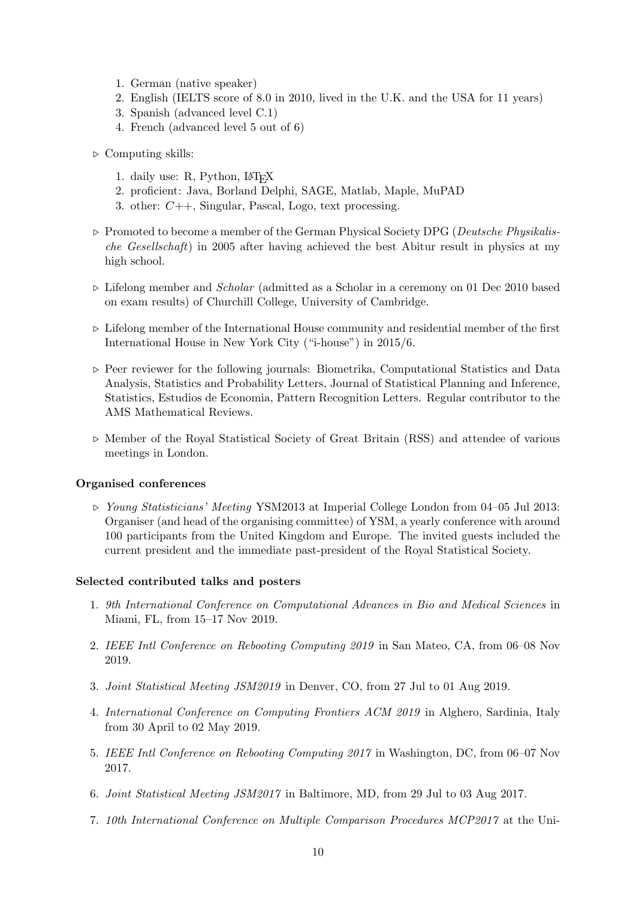1. German (native speaker)
2. English (IELTS score of 8.0 in 2010, lived in the U.K. and the USA for 11 years)
3. Spanish (advanced level C.1)
4. French (advanced level 5 out of 6)

- ▷ Computing skills:
  1. daily use: R, Python, LaTeX
  2. proficient: Java, Borland Delphi, SAGE, Matlab, Maple, MuPAD
  3. other: *C++*, Singular, Pascal, Logo, text processing.
- ▷ Promoted to become a member of the German Physical Society DPG (*Deutsche Physikalische Gesellschaft*) in 2005 after having achieved the best Abitur result in physics at my high school.
- ▷ Lifelong member and *Scholar* (admitted as a Scholar in a ceremony on 01 Dec 2010 based on exam results) of Churchill College, University of Cambridge.
- ▷ Lifelong member of the International House community and residential member of the first International House in New York City ("i-house") in 2015/6.
- ▷ Peer reviewer for the following journals: Biometrika, Computational Statistics and Data Analysis, Statistics and Probability Letters, Journal of Statistical Planning and Inference, Statistics, Estudios de Economia, Pattern Recognition Letters. Regular contributor to the AMS Mathematical Reviews.
- ▷ Member of the Royal Statistical Society of Great Britain (RSS) and attendee of various meetings in London.

**Organised conferences**

- ▷ *Young Statisticians' Meeting* YSM2013 at Imperial College London from 04–05 Jul 2013: Organiser (and head of the organising committee) of YSM, a yearly conference with around 100 participants from the United Kingdom and Europe. The invited guests included the current president and the immediate past-president of the Royal Statistical Society.

**Selected contributed talks and posters**

1. *9th International Conference on Computational Advances in Bio and Medical Sciences* in Miami, FL, from 15–17 Nov 2019.
2. *IEEE Intl Conference on Rebooting Computing 2019* in San Mateo, CA, from 06–08 Nov 2019.
3. *Joint Statistical Meeting JSM2019* in Denver, CO, from 27 Jul to 01 Aug 2019.
4. *International Conference on Computing Frontiers ACM 2019* in Alghero, Sardinia, Italy from 30 April to 02 May 2019.
5. *IEEE Intl Conference on Rebooting Computing 2017* in Washington, DC, from 06–07 Nov 2017.
6. *Joint Statistical Meeting JSM2017* in Baltimore, MD, from 29 Jul to 03 Aug 2017.
7. *10th International Conference on Multiple Comparison Procedures MCP2017* at the Uni-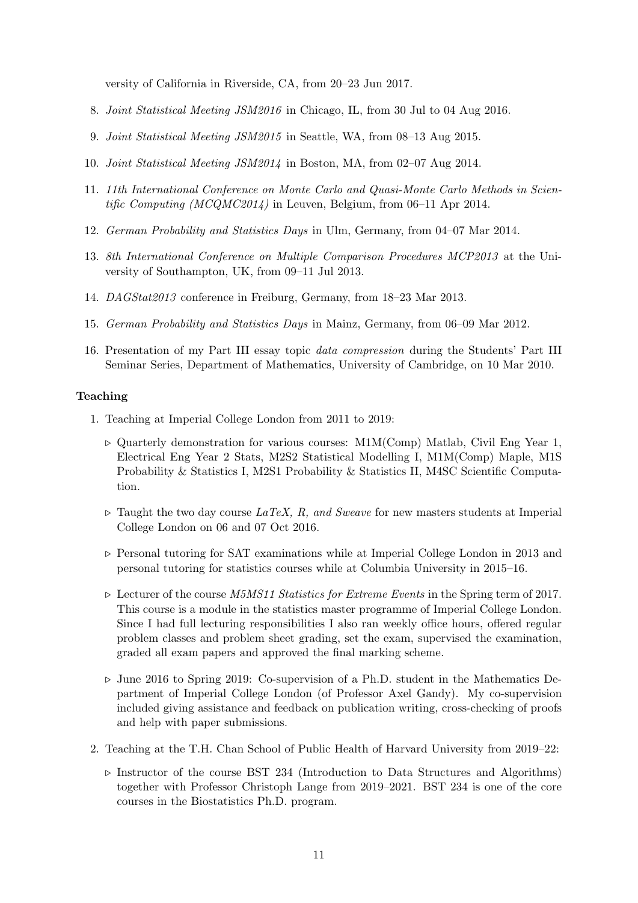versity of California in Riverside, CA, from 20–23 Jun 2017.

8. *Joint Statistical Meeting JSM2016* in Chicago, IL, from 30 Jul to 04 Aug 2016.
9. *Joint Statistical Meeting JSM2015* in Seattle, WA, from 08–13 Aug 2015.
10. *Joint Statistical Meeting JSM2014* in Boston, MA, from 02–07 Aug 2014.
11. *11th International Conference on Monte Carlo and Quasi-Monte Carlo Methods in Scientific Computing (MCQMC2014)* in Leuven, Belgium, from 06–11 Apr 2014.
12. *German Probability and Statistics Days* in Ulm, Germany, from 04–07 Mar 2014.
13. *8th International Conference on Multiple Comparison Procedures MCP2013* at the University of Southampton, UK, from 09–11 Jul 2013.
14. *DAGStat2013* conference in Freiburg, Germany, from 18–23 Mar 2013.
15. *German Probability and Statistics Days* in Mainz, Germany, from 06–09 Mar 2012.
16. Presentation of my Part III essay topic *data compression* during the Students' Part III Seminar Series, Department of Mathematics, University of Cambridge, on 10 Mar 2010.

**Teaching**

1. Teaching at Imperial College London from 2011 to 2019:
   - ▷ Quarterly demonstration for various courses: M1M(Comp) Matlab, Civil Eng Year 1, Electrical Eng Year 2 Stats, M2S2 Statistical Modelling I, M1M(Comp) Maple, M1S Probability & Statistics I, M2S1 Probability & Statistics II, M4SC Scientific Computation.
   - ▷ Taught the two day course *LaTeX, R, and Sweave* for new masters students at Imperial College London on 06 and 07 Oct 2016.
   - ▷ Personal tutoring for SAT examinations while at Imperial College London in 2013 and personal tutoring for statistics courses while at Columbia University in 2015–16.
   - ▷ Lecturer of the course *M5MS11 Statistics for Extreme Events* in the Spring term of 2017. This course is a module in the statistics master programme of Imperial College London. Since I had full lecturing responsibilities I also ran weekly office hours, offered regular problem classes and problem sheet grading, set the exam, supervised the examination, graded all exam papers and approved the final marking scheme.
   - ▷ June 2016 to Spring 2019: Co-supervision of a Ph.D. student in the Mathematics Department of Imperial College London (of Professor Axel Gandy). My co-supervision included giving assistance and feedback on publication writing, cross-checking of proofs and help with paper submissions.
2. Teaching at the T.H. Chan School of Public Health of Harvard University from 2019–22:
   - ▷ Instructor of the course BST 234 (Introduction to Data Structures and Algorithms) together with Professor Christoph Lange from 2019–2021. BST 234 is one of the core courses in the Biostatistics Ph.D. program.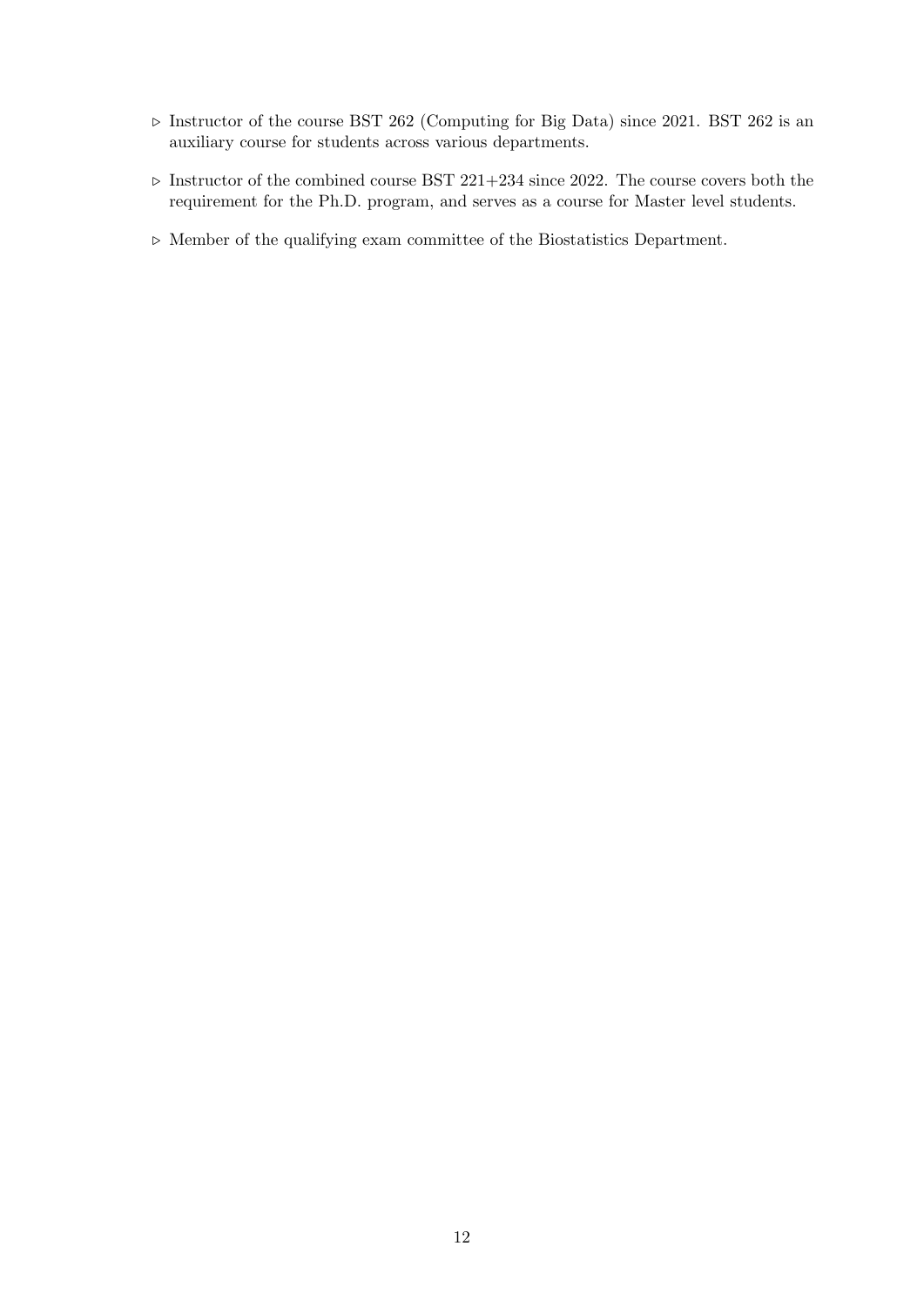- Instructor of the course BST 262 (Computing for Big Data) since 2021. BST 262 is an auxiliary course for students across various departments.
- Instructor of the combined course BST 221+234 since 2022. The course covers both the requirement for the Ph.D. program, and serves as a course for Master level students.
- Member of the qualifying exam committee of the Biostatistics Department.